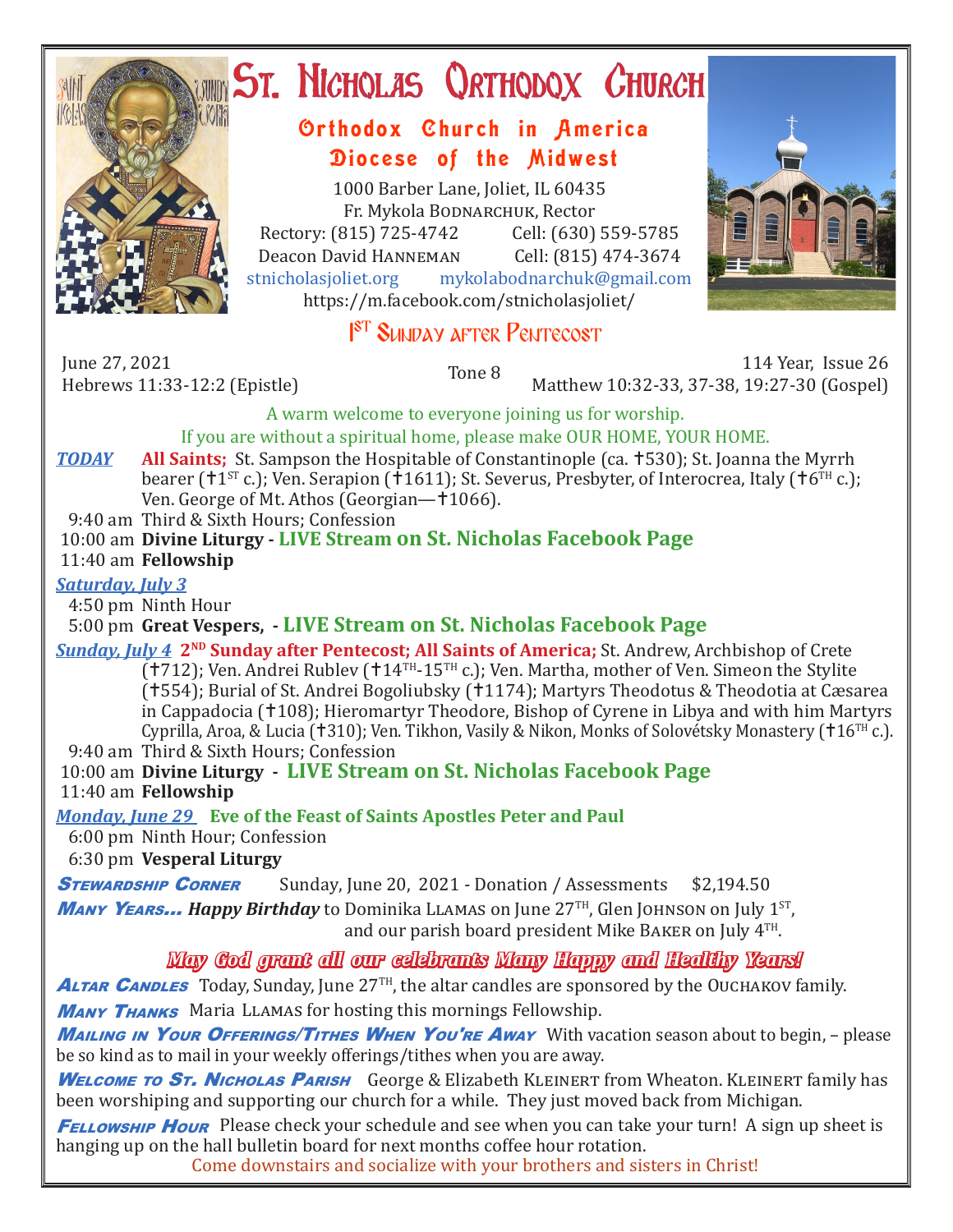# St. Nicholas Orthodox Church

## Orthodox Church in America
## Diocese of the Midwest

1000 Barber Lane, Joliet, IL 60435
Fr. Mykola Bodnarchuk, Rector
Rectory: (815) 725-4742 Cell: (630) 559-5785
Deacon David Hanneman Cell: (815) 474-3674
stnicholasjoliet.org mykolabodnarchuk@gmail.com
https://m.facebook.com/stnicholasjoliet/

## 1ST Sunday after Pentecost

June 27, 2021 | Tone 8 | 114 Year, Issue 26
Hebrews 11:33-12:2 (Epistle) | Matthew 10:32-33, 37-38, 19:27-30 (Gospel)

A warm welcome to everyone joining us for worship.
If you are without a spiritual home, please make OUR HOME, YOUR HOME.

***TODAY*** **All Saints;** St. Sampson the Hospitable of Constantinople (ca. †530); St. Joanna the Myrrh bearer (†1ST c.); Ven. Serapion (†1611); St. Severus, Presbyter, of Interocrea, Italy (†6TH c.); Ven. George of Mt. Athos (Georgian—†1066).

9:40 am Third & Sixth Hours; Confession
10:00 am **Divine Liturgy - LIVE Stream on St. Nicholas Facebook Page**
11:40 am **Fellowship**

***Saturday, July 3***

4:50 pm Ninth Hour
5:00 pm **Great Vespers, - LIVE Stream on St. Nicholas Facebook Page**

***Sunday, July 4*** **2ND Sunday after Pentecost; All Saints of America;** St. Andrew, Archbishop of Crete (†712); Ven. Andrei Rublev (†14TH-15TH c.); Ven. Martha, mother of Ven. Simeon the Stylite (†554); Burial of St. Andrei Bogoliubsky (†1174); Martyrs Theodotus & Theodotia at Cæsarea in Cappadocia (†108); Hieromartyr Theodore, Bishop of Cyrene in Libya and with him Martyrs Cyprilla, Aroa, & Lucia (†310); Ven. Tikhon, Vasily & Nikon, Monks of Solovétsky Monastery (†16TH c.).

9:40 am Third & Sixth Hours; Confession
10:00 am **Divine Liturgy - LIVE Stream on St. Nicholas Facebook Page**
11:40 am **Fellowship**

***Monday, June 29*** **Eve of the Feast of Saints Apostles Peter and Paul**

6:00 pm Ninth Hour; Confession
6:30 pm **Vesperal Liturgy**

**Stewardship Corner** Sunday, June 20, 2021 - Donation / Assessments $2,194.50

**Many Years…** ***Happy Birthday*** to Dominika Llamas on June 27TH, Glen Johnson on July 1ST, and our parish board president Mike Baker on July 4TH.

***May God grant all our celebrants Many Happy and Healthy Years!***

**Altar Candles** Today, Sunday, June 27TH, the altar candles are sponsored by the Ouchakov family.

**Many Thanks** Maria Llamas for hosting this mornings Fellowship.

**Mailing in Your Offerings/Tithes When You're Away** With vacation season about to begin, – please be so kind as to mail in your weekly offerings/tithes when you are away.

**Welcome to St. Nicholas Parish** George & Elizabeth Kleinert from Wheaton. Kleinert family has been worshiping and supporting our church for a while. They just moved back from Michigan.

**Fellowship Hour** Please check your schedule and see when you can take your turn! A sign up sheet is hanging up on the hall bulletin board for next months coffee hour rotation.

Come downstairs and socialize with your brothers and sisters in Christ!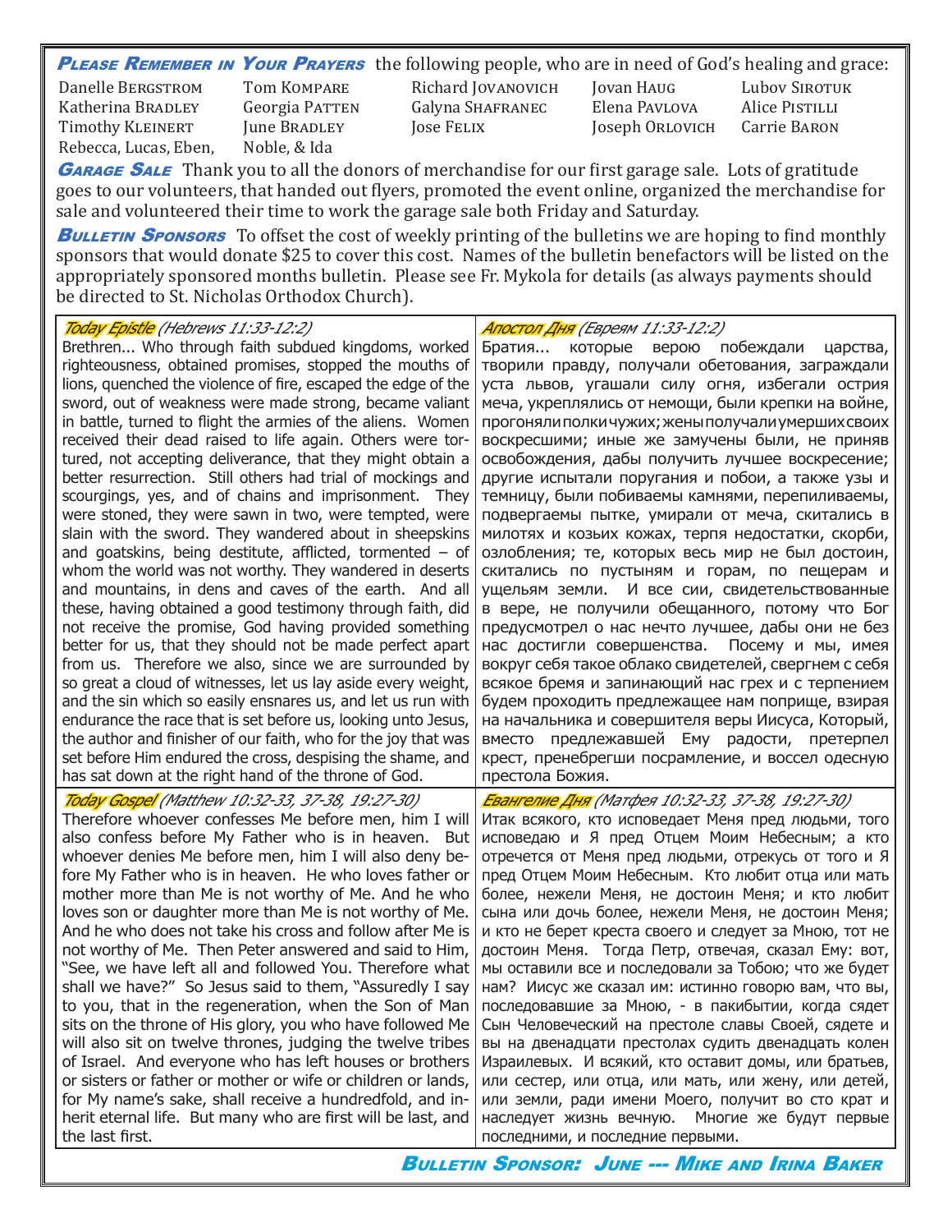**Please Remember in Your Prayers** the following people, who are in need of God's healing and grace:

| | | | | |
|---|---|---|---|---|
| Danelle Bergstrom | Tom Kompare | Richard Jovanovich | Jovan Haug | Lubov Sirotuk |
| Katherina Bradley | Georgia Patten | Galyna Shafranec | Elena Pavlova | Alice Pistilli |
| Timothy Kleinert | June Bradley | Jose Felix | Joseph Orlovich | Carrie Baron |
| Rebecca, Lucas, Eben, | Noble, & Ida | | | |

**Garage Sale** Thank you to all the donors of merchandise for our first garage sale. Lots of gratitude goes to our volunteers, that handed out flyers, promoted the event online, organized the merchandise for sale and volunteered their time to work the garage sale both Friday and Saturday.

**Bulletin Sponsors** To offset the cost of weekly printing of the bulletins we are hoping to find monthly sponsors that would donate $25 to cover this cost. Names of the bulletin benefactors will be listed on the appropriately sponsored months bulletin. Please see Fr. Mykola for details (as always payments should be directed to St. Nicholas Orthodox Church).

*Today Epistle (Hebrews 11:33-12:2)*

Brethren... Who through faith subdued kingdoms, worked righteousness, obtained promises, stopped the mouths of lions, quenched the violence of fire, escaped the edge of the sword, out of weakness were made strong, became valiant in battle, turned to flight the armies of the aliens. Women received their dead raised to life again. Others were tortured, not accepting deliverance, that they might obtain a better resurrection. Still others had trial of mockings and scourgings, yes, and of chains and imprisonment. They were stoned, they were sawn in two, were tempted, were slain with the sword. They wandered about in sheepskins and goatskins, being destitute, afflicted, tormented – of whom the world was not worthy. They wandered in deserts and mountains, in dens and caves of the earth. And all these, having obtained a good testimony through faith, did not receive the promise, God having provided something better for us, that they should not be made perfect apart from us. Therefore we also, since we are surrounded by so great a cloud of witnesses, let us lay aside every weight, and the sin which so easily ensnares us, and let us run with endurance the race that is set before us, looking unto Jesus, the author and finisher of our faith, who for the joy that was set before Him endured the cross, despising the shame, and has sat down at the right hand of the throne of God.

*Апостол Дня (Евреям 11:33-12:2)*

Братия... которые верою побеждали царства, творили правду, получали обетования, заграждали уста львов, угашали силу огня, избегали острия меча, укреплялись от немощи, были крепки на войне, прогоняли полки чужих; жены получали умерших своих воскресшими; иные же замучены были, не приняв освобождения, дабы получить лучшее воскресение; другие испытали поругания и побои, а также узы и темницу, были побиваемы камнями, перепиливаемы, подвергаемы пытке, умирали от меча, скитались в милотях и козьих кожах, терпя недостатки, скорби, озлобления; те, которых весь мир не был достоин, скитались по пустыням и горам, по пещерам и ущельям земли. И все сии, свидетельствованные в вере, не получили обещанного, потому что Бог предусмотрел о нас нечто лучшее, дабы они не без нас достигли совершенства. Посему и мы, имея вокруг себя такое облако свидетелей, свергнем с себя всякое бремя и запинающий нас грех и с терпением будем проходить предлежащее нам поприще, взирая на начальника и совершителя веры Иисуса, Который, вместо предлежавшей Ему радости, претерпел крест, пренебрегши посрамление, и воссел одесную престола Божия.

*Today Gospel (Matthew 10:32-33, 37-38, 19:27-30)*

Therefore whoever confesses Me before men, him I will also confess before My Father who is in heaven. But whoever denies Me before men, him I will also deny before My Father who is in heaven. He who loves father or mother more than Me is not worthy of Me. And he who loves son or daughter more than Me is not worthy of Me. And he who does not take his cross and follow after Me is not worthy of Me. Then Peter answered and said to Him, "See, we have left all and followed You. Therefore what shall we have?" So Jesus said to them, "Assuredly I say to you, that in the regeneration, when the Son of Man sits on the throne of His glory, you who have followed Me will also sit on twelve thrones, judging the twelve tribes of Israel. And everyone who has left houses or brothers or sisters or father or mother or wife or children or lands, for My name's sake, shall receive a hundredfold, and inherit eternal life. But many who are first will be last, and the last first.

*Евангелие Дня (Матфея 10:32-33, 37-38, 19:27-30)*

Итак всякого, кто исповедает Меня пред людьми, того исповедаю и Я пред Отцем Моим Небесным; а кто отречется от Меня пред людьми, отрекусь от того и Я пред Отцем Моим Небесным. Кто любит отца или мать более, нежели Меня, не достоин Меня; и кто любит сына или дочь более, нежели Меня, не достоин Меня; и кто не берет креста своего и следует за Мною, тот не достоин Меня. Тогда Петр, отвечая, сказал Ему: вот, мы оставили все и последовали за Тобою; что же будет нам? Иисус же сказал им: истинно говорю вам, что вы, последовавшие за Мною, - в пакибытии, когда сядет Сын Человеческий на престоле славы Своей, сядете и вы на двенадцати престолах судить двенадцать колен Израилевых. И всякий, кто оставит домы, или братьев, или сестер, или отца, или мать, или жену, или детей, или земли, ради имени Моего, получит во сто крат и наследует жизнь вечную. Многие же будут первые последними, и последние первыми.

**Bulletin Sponsor: June --- Mike and Irina Baker**